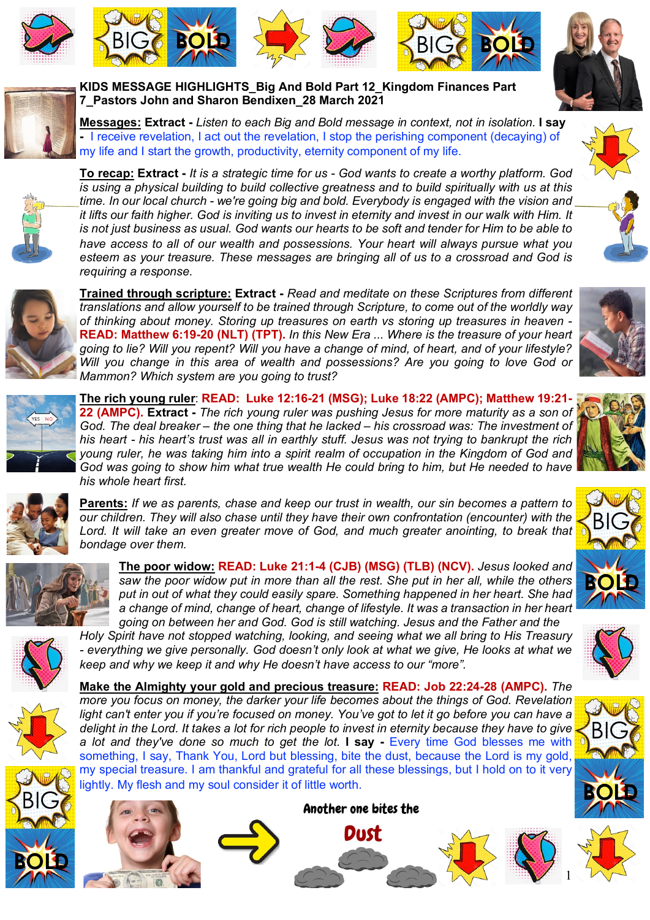# KIDS MESSAGE HIGHLIGHTS_Big And Bold Part 12_Kingdom Finances Part 7_Pastors John and Sharon Bendixen_28 March 2021

**Messages:** **Extract -** *Listen to each Big and Bold message in context, not in isolation.* **I say -** I receive revelation, I act out the revelation, I stop the perishing component (decaying) of my life and I start the growth, productivity, eternity component of my life.

**To recap:** **Extract -** *It is a strategic time for us - God wants to create a worthy platform. God is using a physical building to build collective greatness and to build spiritually with us at this time. In our local church - we're going big and bold. Everybody is engaged with the vision and it lifts our faith higher. God is inviting us to invest in eternity and invest in our walk with Him. It is not just business as usual. God wants our hearts to be soft and tender for Him to be able to have access to all of our wealth and possessions. Your heart will always pursue what you esteem as your treasure. These messages are bringing all of us to a crossroad and God is requiring a response.*

**Trained through scripture:** **Extract -** *Read and meditate on these Scriptures from different translations and allow yourself to be trained through Scripture, to come out of the worldly way of thinking about money. Storing up treasures on earth vs storing up treasures in heaven -* **READ: Matthew 6:19-20 (NLT) (TPT).** *In this New Era ... Where is the treasure of your heart going to lie? Will you repent? Will you have a change of mind, of heart, and of your lifestyle? Will you change in this area of wealth and possessions? Are you going to love God or Mammon? Which system are you going to trust?*

**The rich young ruler**: **READ: Luke 12:16-21 (MSG); Luke 18:22 (AMPC); Matthew 19:21-22 (AMPC).** **Extract -** *The rich young ruler was pushing Jesus for more maturity as a son of God. The deal breaker – the one thing that he lacked – his crossroad was: The investment of his heart - his heart's trust was all in earthly stuff. Jesus was not trying to bankrupt the rich young ruler, he was taking him into a spirit realm of occupation in the Kingdom of God and God was going to show him what true wealth He could bring to him, but He needed to have his whole heart first.*

**Parents:** *If we as parents, chase and keep our trust in wealth, our sin becomes a pattern to our children. They will also chase until they have their own confrontation (encounter) with the Lord. It will take an even greater move of God, and much greater anointing, to break that bondage over them.*

**The poor widow:** **READ: Luke 21:1-4 (CJB) (MSG) (TLB) (NCV).** *Jesus looked and saw the poor widow put in more than all the rest. She put in her all, while the others put in out of what they could easily spare. Something happened in her heart. She had a change of mind, change of heart, change of lifestyle. It was a transaction in her heart going on between her and God. God is still watching. Jesus and the Father and the Holy Spirit have not stopped watching, looking, and seeing what we all bring to His Treasury - everything we give personally. God doesn't only look at what we give, He looks at what we keep and why we keep it and why He doesn't have access to our "more".*

**Make the Almighty your gold and precious treasure:** **READ: Job 22:24-28 (AMPC).** *The more you focus on money, the darker your life becomes about the things of God. Revelation light can't enter you if you're focused on money. You've got to let it go before you can have a delight in the Lord. It takes a lot for rich people to invest in eternity because they have to give a lot and they've done so much to get the lot.* **I say -** Every time God blesses me with something, I say, Thank You, Lord but blessing, bite the dust, because the Lord is my gold, my special treasure. I am thankful and grateful for all these blessings, but I hold on to it very lightly. My flesh and my soul consider it of little worth.

Another one bites the Dust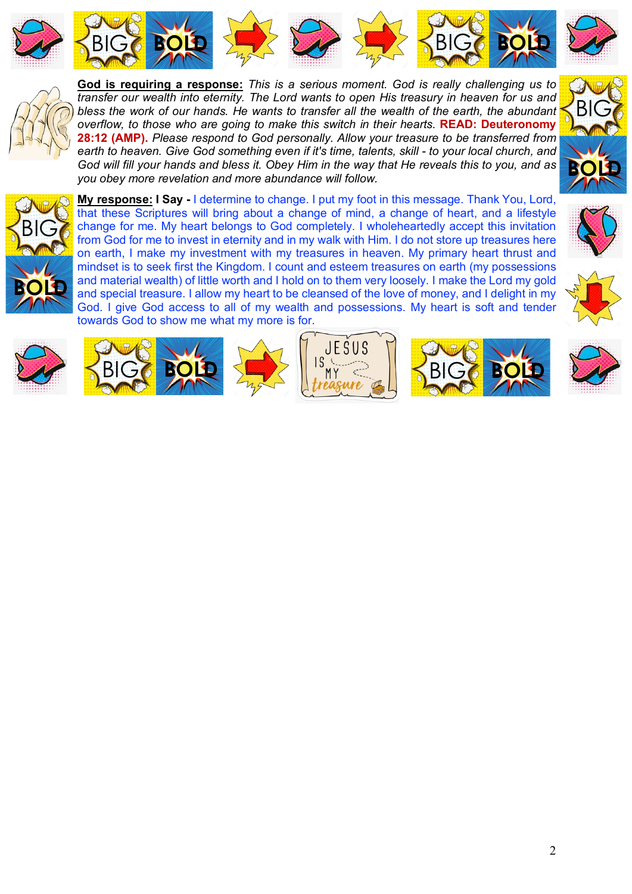**<u>God is requiring a response:</u>** *This is a serious moment. God is really challenging us to transfer our wealth into eternity. The Lord wants to open His treasury in heaven for us and bless the work of our hands. He wants to transfer all the wealth of the earth, the abundant overflow, to those who are going to make this switch in their hearts.* **READ: Deuteronomy 28:12 (AMP).** *Please respond to God personally. Allow your treasure to be transferred from earth to heaven. Give God something even if it's time, talents, skill - to your local church, and God will fill your hands and bless it. Obey Him in the way that He reveals this to you, and as you obey more revelation and more abundance will follow.*

**<u>My response:</u> I Say -** I determine to change. I put my foot in this message. Thank You, Lord, that these Scriptures will bring about a change of mind, a change of heart, and a lifestyle change for me. My heart belongs to God completely. I wholeheartedly accept this invitation from God for me to invest in eternity and in my walk with Him. I do not store up treasures here on earth, I make my investment with my treasures in heaven. My primary heart thrust and mindset is to seek first the Kingdom. I count and esteem treasures on earth (my possessions and material wealth) of little worth and I hold on to them very loosely. I make the Lord my gold and special treasure. I allow my heart to be cleansed of the love of money, and I delight in my God. I give God access to all of my wealth and possessions. My heart is soft and tender towards God to show me what my more is for.